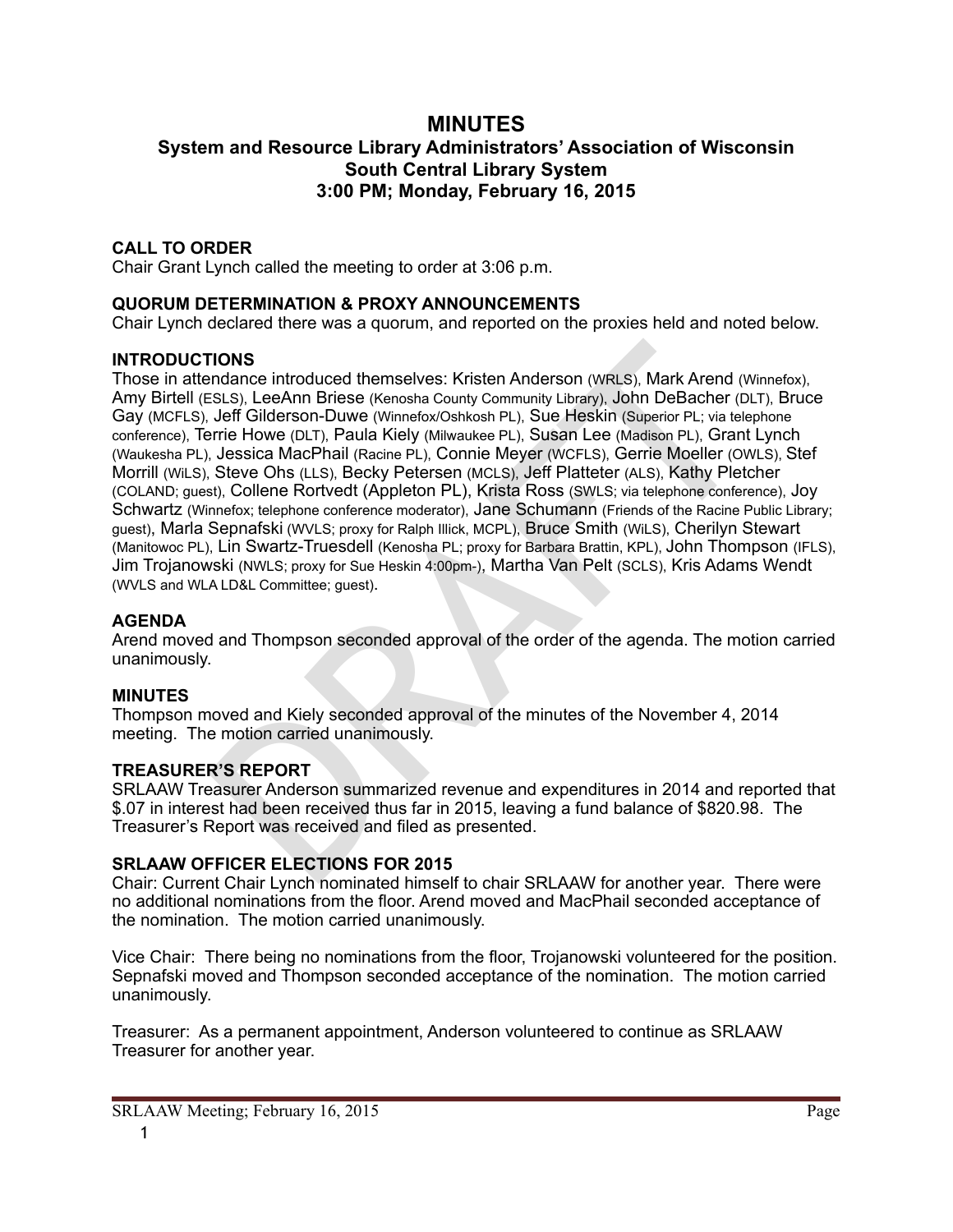# MINUTES

## System and Resource Library Administrators' Association of Wisconsin
## South Central Library System
## 3:00 PM; Monday, February 16, 2015

**CALL TO ORDER**
Chair Grant Lynch called the meeting to order at 3:06 p.m.

**QUORUM DETERMINATION & PROXY ANNOUNCEMENTS**
Chair Lynch declared there was a quorum, and reported on the proxies held and noted below.

**INTRODUCTIONS**
Those in attendance introduced themselves: Kristen Anderson (WRLS), Mark Arend (Winnefox), Amy Birtell (ESLS), LeeAnn Briese (Kenosha County Community Library), John DeBacher (DLT), Bruce Gay (MCFLS), Jeff Gilderson-Duwe (Winnefox/Oshkosh PL), Sue Heskin (Superior PL; via telephone conference), Terrie Howe (DLT), Paula Kiely (Milwaukee PL), Susan Lee (Madison PL), Grant Lynch (Waukesha PL), Jessica MacPhail (Racine PL), Connie Meyer (WCFLS), Gerrie Moeller (OWLS), Stef Morrill (WiLS), Steve Ohs (LLS), Becky Petersen (MCLS), Jeff Platteter (ALS), Kathy Pletcher (COLAND; guest), Collene Rortvedt (Appleton PL), Krista Ross (SWLS; via telephone conference), Joy Schwartz (Winnefox; telephone conference moderator), Jane Schumann (Friends of the Racine Public Library; guest), Marla Sepnafski (WVLS; proxy for Ralph Illick, MCPL), Bruce Smith (WiLS), Cherilyn Stewart (Manitowoc PL), Lin Swartz-Truesdell (Kenosha PL; proxy for Barbara Brattin, KPL), John Thompson (IFLS), Jim Trojanowski (NWLS; proxy for Sue Heskin 4:00pm-), Martha Van Pelt (SCLS), Kris Adams Wendt (WVLS and WLA LD&L Committee; guest).

**AGENDA**
Arend moved and Thompson seconded approval of the order of the agenda. The motion carried unanimously.

**MINUTES**
Thompson moved and Kiely seconded approval of the minutes of the November 4, 2014 meeting. The motion carried unanimously.

**TREASURER'S REPORT**
SRLAAW Treasurer Anderson summarized revenue and expenditures in 2014 and reported that $.07 in interest had been received thus far in 2015, leaving a fund balance of $820.98. The Treasurer's Report was received and filed as presented.

**SRLAAW OFFICER ELECTIONS FOR 2015**
Chair: Current Chair Lynch nominated himself to chair SRLAAW for another year. There were no additional nominations from the floor. Arend moved and MacPhail seconded acceptance of the nomination. The motion carried unanimously.

Vice Chair: There being no nominations from the floor, Trojanowski volunteered for the position. Sepnafski moved and Thompson seconded acceptance of the nomination. The motion carried unanimously.

Treasurer: As a permanent appointment, Anderson volunteered to continue as SRLAAW Treasurer for another year.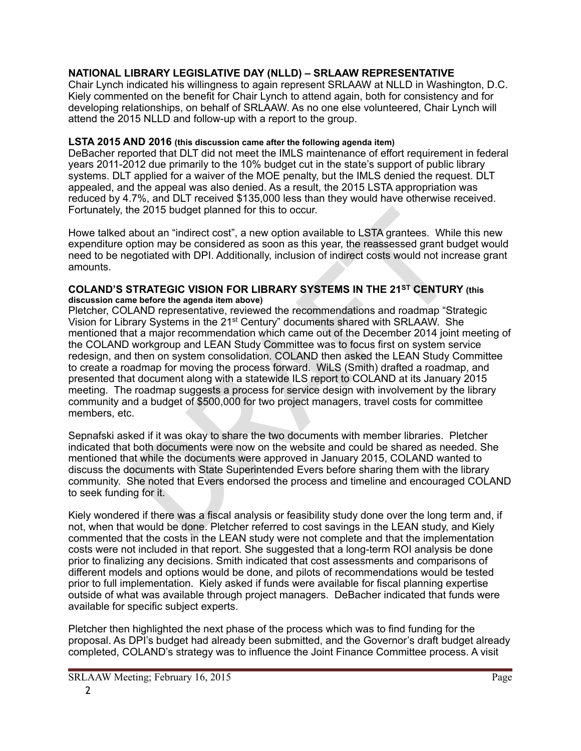### NATIONAL LIBRARY LEGISLATIVE DAY (NLLD) – SRLAAW REPRESENTATIVE

Chair Lynch indicated his willingness to again represent SRLAAW at NLLD in Washington, D.C. Kiely commented on the benefit for Chair Lynch to attend again, both for consistency and for developing relationships, on behalf of SRLAAW. As no one else volunteered, Chair Lynch will attend the 2015 NLLD and follow-up with a report to the group.

### LSTA 2015 AND 2016 (this discussion came after the following agenda item)

DeBacher reported that DLT did not meet the IMLS maintenance of effort requirement in federal years 2011-2012 due primarily to the 10% budget cut in the state's support of public library systems. DLT applied for a waiver of the MOE penalty, but the IMLS denied the request. DLT appealed, and the appeal was also denied. As a result, the 2015 LSTA appropriation was reduced by 4.7%, and DLT received $135,000 less than they would have otherwise received. Fortunately, the 2015 budget planned for this to occur.

Howe talked about an "indirect cost", a new option available to LSTA grantees. While this new expenditure option may be considered as soon as this year, the reassessed grant budget would need to be negotiated with DPI. Additionally, inclusion of indirect costs would not increase grant amounts.

### COLAND'S STRATEGIC VISION FOR LIBRARY SYSTEMS IN THE 21ST CENTURY (this discussion came before the agenda item above)

Pletcher, COLAND representative, reviewed the recommendations and roadmap "Strategic Vision for Library Systems in the 21st Century" documents shared with SRLAAW. She mentioned that a major recommendation which came out of the December 2014 joint meeting of the COLAND workgroup and LEAN Study Committee was to focus first on system service redesign, and then on system consolidation. COLAND then asked the LEAN Study Committee to create a roadmap for moving the process forward. WiLS (Smith) drafted a roadmap, and presented that document along with a statewide ILS report to COLAND at its January 2015 meeting. The roadmap suggests a process for service design with involvement by the library community and a budget of $500,000 for two project managers, travel costs for committee members, etc.

Sepnafski asked if it was okay to share the two documents with member libraries. Pletcher indicated that both documents were now on the website and could be shared as needed. She mentioned that while the documents were approved in January 2015, COLAND wanted to discuss the documents with State Superintended Evers before sharing them with the library community. She noted that Evers endorsed the process and timeline and encouraged COLAND to seek funding for it.

Kiely wondered if there was a fiscal analysis or feasibility study done over the long term and, if not, when that would be done. Pletcher referred to cost savings in the LEAN study, and Kiely commented that the costs in the LEAN study were not complete and that the implementation costs were not included in that report. She suggested that a long-term ROI analysis be done prior to finalizing any decisions. Smith indicated that cost assessments and comparisons of different models and options would be done, and pilots of recommendations would be tested prior to full implementation. Kiely asked if funds were available for fiscal planning expertise outside of what was available through project managers. DeBacher indicated that funds were available for specific subject experts.

Pletcher then highlighted the next phase of the process which was to find funding for the proposal. As DPI's budget had already been submitted, and the Governor's draft budget already completed, COLAND's strategy was to influence the Joint Finance Committee process. A visit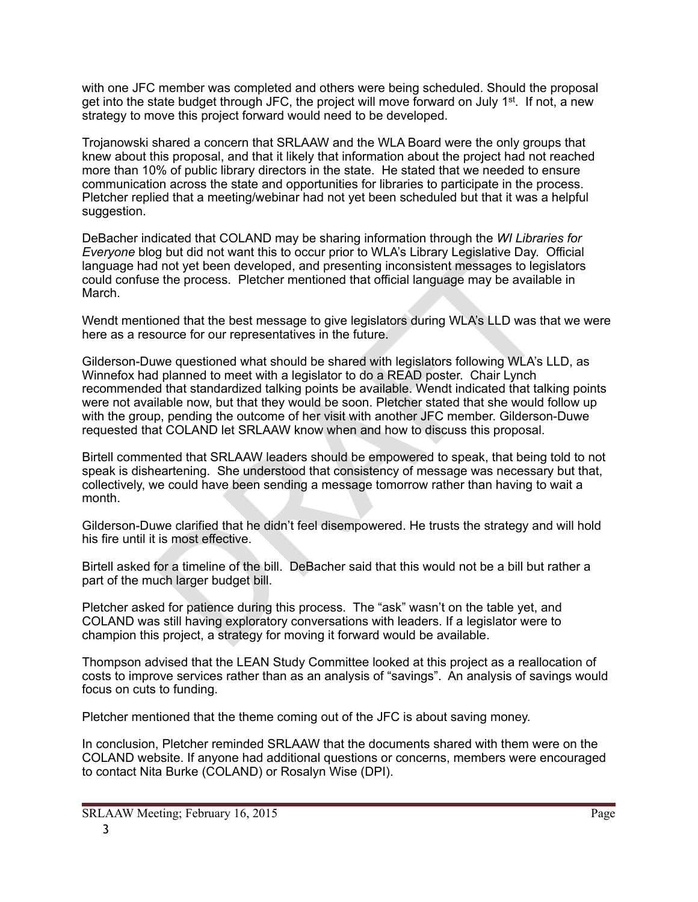with one JFC member was completed and others were being scheduled. Should the proposal get into the state budget through JFC, the project will move forward on July 1st. If not, a new strategy to move this project forward would need to be developed.

Trojanowski shared a concern that SRLAAW and the WLA Board were the only groups that knew about this proposal, and that it likely that information about the project had not reached more than 10% of public library directors in the state. He stated that we needed to ensure communication across the state and opportunities for libraries to participate in the process. Pletcher replied that a meeting/webinar had not yet been scheduled but that it was a helpful suggestion.

DeBacher indicated that COLAND may be sharing information through the *WI Libraries for Everyone* blog but did not want this to occur prior to WLA's Library Legislative Day. Official language had not yet been developed, and presenting inconsistent messages to legislators could confuse the process. Pletcher mentioned that official language may be available in March.

Wendt mentioned that the best message to give legislators during WLA's LLD was that we were here as a resource for our representatives in the future.

Gilderson-Duwe questioned what should be shared with legislators following WLA's LLD, as Winnefox had planned to meet with a legislator to do a READ poster. Chair Lynch recommended that standardized talking points be available. Wendt indicated that talking points were not available now, but that they would be soon. Pletcher stated that she would follow up with the group, pending the outcome of her visit with another JFC member. Gilderson-Duwe requested that COLAND let SRLAAW know when and how to discuss this proposal.

Birtell commented that SRLAAW leaders should be empowered to speak, that being told to not speak is disheartening. She understood that consistency of message was necessary but that, collectively, we could have been sending a message tomorrow rather than having to wait a month.

Gilderson-Duwe clarified that he didn't feel disempowered. He trusts the strategy and will hold his fire until it is most effective.

Birtell asked for a timeline of the bill. DeBacher said that this would not be a bill but rather a part of the much larger budget bill.

Pletcher asked for patience during this process. The "ask" wasn't on the table yet, and COLAND was still having exploratory conversations with leaders. If a legislator were to champion this project, a strategy for moving it forward would be available.

Thompson advised that the LEAN Study Committee looked at this project as a reallocation of costs to improve services rather than as an analysis of "savings". An analysis of savings would focus on cuts to funding.

Pletcher mentioned that the theme coming out of the JFC is about saving money.

In conclusion, Pletcher reminded SRLAAW that the documents shared with them were on the COLAND website. If anyone had additional questions or concerns, members were encouraged to contact Nita Burke (COLAND) or Rosalyn Wise (DPI).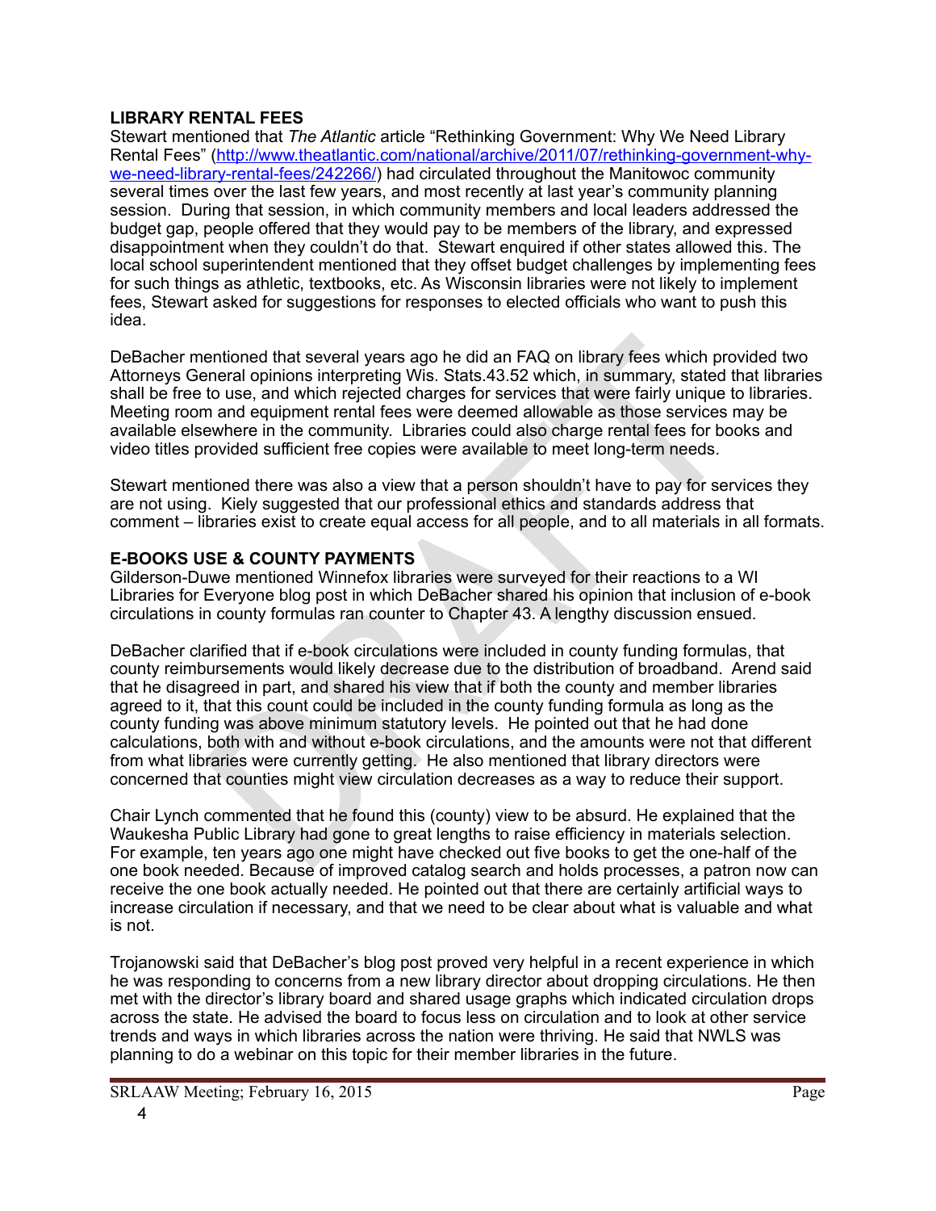**LIBRARY RENTAL FEES**

Stewart mentioned that *The Atlantic* article "Rethinking Government: Why We Need Library Rental Fees" (http://www.theatlantic.com/national/archive/2011/07/rethinking-government-why-we-need-library-rental-fees/242266/) had circulated throughout the Manitowoc community several times over the last few years, and most recently at last year's community planning session. During that session, in which community members and local leaders addressed the budget gap, people offered that they would pay to be members of the library, and expressed disappointment when they couldn't do that. Stewart enquired if other states allowed this. The local school superintendent mentioned that they offset budget challenges by implementing fees for such things as athletic, textbooks, etc. As Wisconsin libraries were not likely to implement fees, Stewart asked for suggestions for responses to elected officials who want to push this idea.

DeBacher mentioned that several years ago he did an FAQ on library fees which provided two Attorneys General opinions interpreting Wis. Stats.43.52 which, in summary, stated that libraries shall be free to use, and which rejected charges for services that were fairly unique to libraries. Meeting room and equipment rental fees were deemed allowable as those services may be available elsewhere in the community. Libraries could also charge rental fees for books and video titles provided sufficient free copies were available to meet long-term needs.

Stewart mentioned there was also a view that a person shouldn't have to pay for services they are not using. Kiely suggested that our professional ethics and standards address that comment – libraries exist to create equal access for all people, and to all materials in all formats.

**E-BOOKS USE & COUNTY PAYMENTS**

Gilderson-Duwe mentioned Winnefox libraries were surveyed for their reactions to a WI Libraries for Everyone blog post in which DeBacher shared his opinion that inclusion of e-book circulations in county formulas ran counter to Chapter 43. A lengthy discussion ensued.

DeBacher clarified that if e-book circulations were included in county funding formulas, that county reimbursements would likely decrease due to the distribution of broadband. Arend said that he disagreed in part, and shared his view that if both the county and member libraries agreed to it, that this count could be included in the county funding formula as long as the county funding was above minimum statutory levels. He pointed out that he had done calculations, both with and without e-book circulations, and the amounts were not that different from what libraries were currently getting. He also mentioned that library directors were concerned that counties might view circulation decreases as a way to reduce their support.

Chair Lynch commented that he found this (county) view to be absurd. He explained that the Waukesha Public Library had gone to great lengths to raise efficiency in materials selection. For example, ten years ago one might have checked out five books to get the one-half of the one book needed. Because of improved catalog search and holds processes, a patron now can receive the one book actually needed. He pointed out that there are certainly artificial ways to increase circulation if necessary, and that we need to be clear about what is valuable and what is not.

Trojanowski said that DeBacher's blog post proved very helpful in a recent experience in which he was responding to concerns from a new library director about dropping circulations. He then met with the director's library board and shared usage graphs which indicated circulation drops across the state. He advised the board to focus less on circulation and to look at other service trends and ways in which libraries across the nation were thriving. He said that NWLS was planning to do a webinar on this topic for their member libraries in the future.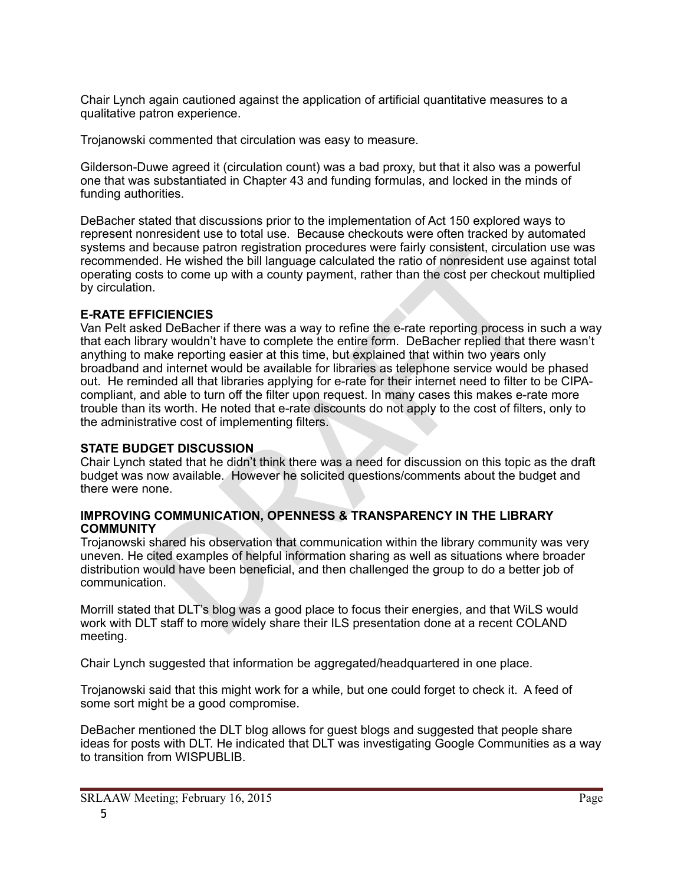Chair Lynch again cautioned against the application of artificial quantitative measures to a qualitative patron experience.

Trojanowski commented that circulation was easy to measure.

Gilderson-Duwe agreed it (circulation count) was a bad proxy, but that it also was a powerful one that was substantiated in Chapter 43 and funding formulas, and locked in the minds of funding authorities.

DeBacher stated that discussions prior to the implementation of Act 150 explored ways to represent nonresident use to total use. Because checkouts were often tracked by automated systems and because patron registration procedures were fairly consistent, circulation use was recommended. He wished the bill language calculated the ratio of nonresident use against total operating costs to come up with a county payment, rather than the cost per checkout multiplied by circulation.

**E-RATE EFFICIENCIES**

Van Pelt asked DeBacher if there was a way to refine the e-rate reporting process in such a way that each library wouldn't have to complete the entire form. DeBacher replied that there wasn't anything to make reporting easier at this time, but explained that within two years only broadband and internet would be available for libraries as telephone service would be phased out. He reminded all that libraries applying for e-rate for their internet need to filter to be CIPA-compliant, and able to turn off the filter upon request. In many cases this makes e-rate more trouble than its worth. He noted that e-rate discounts do not apply to the cost of filters, only to the administrative cost of implementing filters.

**STATE BUDGET DISCUSSION**

Chair Lynch stated that he didn't think there was a need for discussion on this topic as the draft budget was now available. However he solicited questions/comments about the budget and there were none.

**IMPROVING COMMUNICATION, OPENNESS & TRANSPARENCY IN THE LIBRARY COMMUNITY**

Trojanowski shared his observation that communication within the library community was very uneven. He cited examples of helpful information sharing as well as situations where broader distribution would have been beneficial, and then challenged the group to do a better job of communication.

Morrill stated that DLT's blog was a good place to focus their energies, and that WiLS would work with DLT staff to more widely share their ILS presentation done at a recent COLAND meeting.

Chair Lynch suggested that information be aggregated/headquartered in one place.

Trojanowski said that this might work for a while, but one could forget to check it. A feed of some sort might be a good compromise.

DeBacher mentioned the DLT blog allows for guest blogs and suggested that people share ideas for posts with DLT. He indicated that DLT was investigating Google Communities as a way to transition from WISPUBLIB.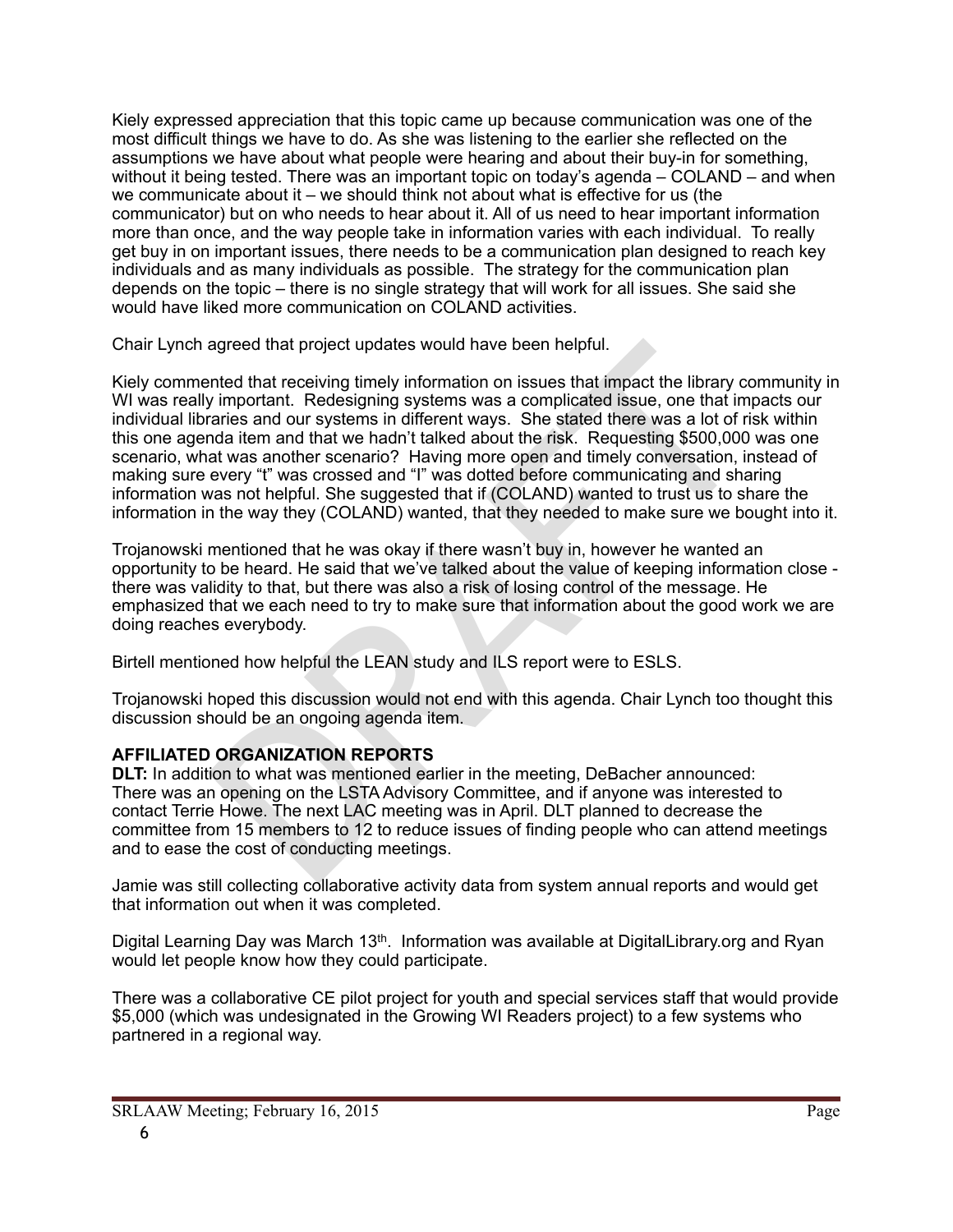Kiely expressed appreciation that this topic came up because communication was one of the most difficult things we have to do. As she was listening to the earlier she reflected on the assumptions we have about what people were hearing and about their buy-in for something, without it being tested. There was an important topic on today's agenda – COLAND – and when we communicate about it – we should think not about what is effective for us (the communicator) but on who needs to hear about it. All of us need to hear important information more than once, and the way people take in information varies with each individual. To really get buy in on important issues, there needs to be a communication plan designed to reach key individuals and as many individuals as possible. The strategy for the communication plan depends on the topic – there is no single strategy that will work for all issues. She said she would have liked more communication on COLAND activities.

Chair Lynch agreed that project updates would have been helpful.

Kiely commented that receiving timely information on issues that impact the library community in WI was really important. Redesigning systems was a complicated issue, one that impacts our individual libraries and our systems in different ways. She stated there was a lot of risk within this one agenda item and that we hadn't talked about the risk. Requesting $500,000 was one scenario, what was another scenario? Having more open and timely conversation, instead of making sure every "t" was crossed and "I" was dotted before communicating and sharing information was not helpful. She suggested that if (COLAND) wanted to trust us to share the information in the way they (COLAND) wanted, that they needed to make sure we bought into it.

Trojanowski mentioned that he was okay if there wasn't buy in, however he wanted an opportunity to be heard. He said that we've talked about the value of keeping information close - there was validity to that, but there was also a risk of losing control of the message. He emphasized that we each need to try to make sure that information about the good work we are doing reaches everybody.

Birtell mentioned how helpful the LEAN study and ILS report were to ESLS.

Trojanowski hoped this discussion would not end with this agenda. Chair Lynch too thought this discussion should be an ongoing agenda item.

**AFFILIATED ORGANIZATION REPORTS**

**DLT:** In addition to what was mentioned earlier in the meeting, DeBacher announced: There was an opening on the LSTA Advisory Committee, and if anyone was interested to contact Terrie Howe. The next LAC meeting was in April. DLT planned to decrease the committee from 15 members to 12 to reduce issues of finding people who can attend meetings and to ease the cost of conducting meetings.

Jamie was still collecting collaborative activity data from system annual reports and would get that information out when it was completed.

Digital Learning Day was March 13th. Information was available at DigitalLibrary.org and Ryan would let people know how they could participate.

There was a collaborative CE pilot project for youth and special services staff that would provide $5,000 (which was undesignated in the Growing WI Readers project) to a few systems who partnered in a regional way.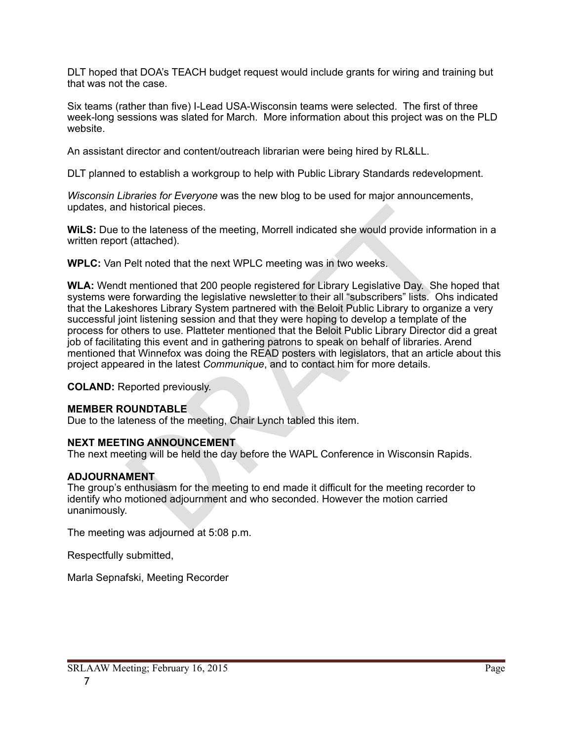DLT hoped that DOA's TEACH budget request would include grants for wiring and training but that was not the case.

Six teams (rather than five) I-Lead USA-Wisconsin teams were selected. The first of three week-long sessions was slated for March. More information about this project was on the PLD website.

An assistant director and content/outreach librarian were being hired by RL&LL.

DLT planned to establish a workgroup to help with Public Library Standards redevelopment.

*Wisconsin Libraries for Everyone* was the new blog to be used for major announcements, updates, and historical pieces.

**WiLS:** Due to the lateness of the meeting, Morrell indicated she would provide information in a written report (attached).

**WPLC:** Van Pelt noted that the next WPLC meeting was in two weeks.

**WLA:** Wendt mentioned that 200 people registered for Library Legislative Day. She hoped that systems were forwarding the legislative newsletter to their all "subscribers" lists. Ohs indicated that the Lakeshores Library System partnered with the Beloit Public Library to organize a very successful joint listening session and that they were hoping to develop a template of the process for others to use. Platteter mentioned that the Beloit Public Library Director did a great job of facilitating this event and in gathering patrons to speak on behalf of libraries. Arend mentioned that Winnefox was doing the READ posters with legislators, that an article about this project appeared in the latest *Communique*, and to contact him for more details.

**COLAND:** Reported previously.

**MEMBER ROUNDTABLE**
Due to the lateness of the meeting, Chair Lynch tabled this item.

**NEXT MEETING ANNOUNCEMENT**
The next meeting will be held the day before the WAPL Conference in Wisconsin Rapids.

**ADJOURNAMENT**
The group's enthusiasm for the meeting to end made it difficult for the meeting recorder to identify who motioned adjournment and who seconded. However the motion carried unanimously.

The meeting was adjourned at 5:08 p.m.

Respectfully submitted,

Marla Sepnafski, Meeting Recorder